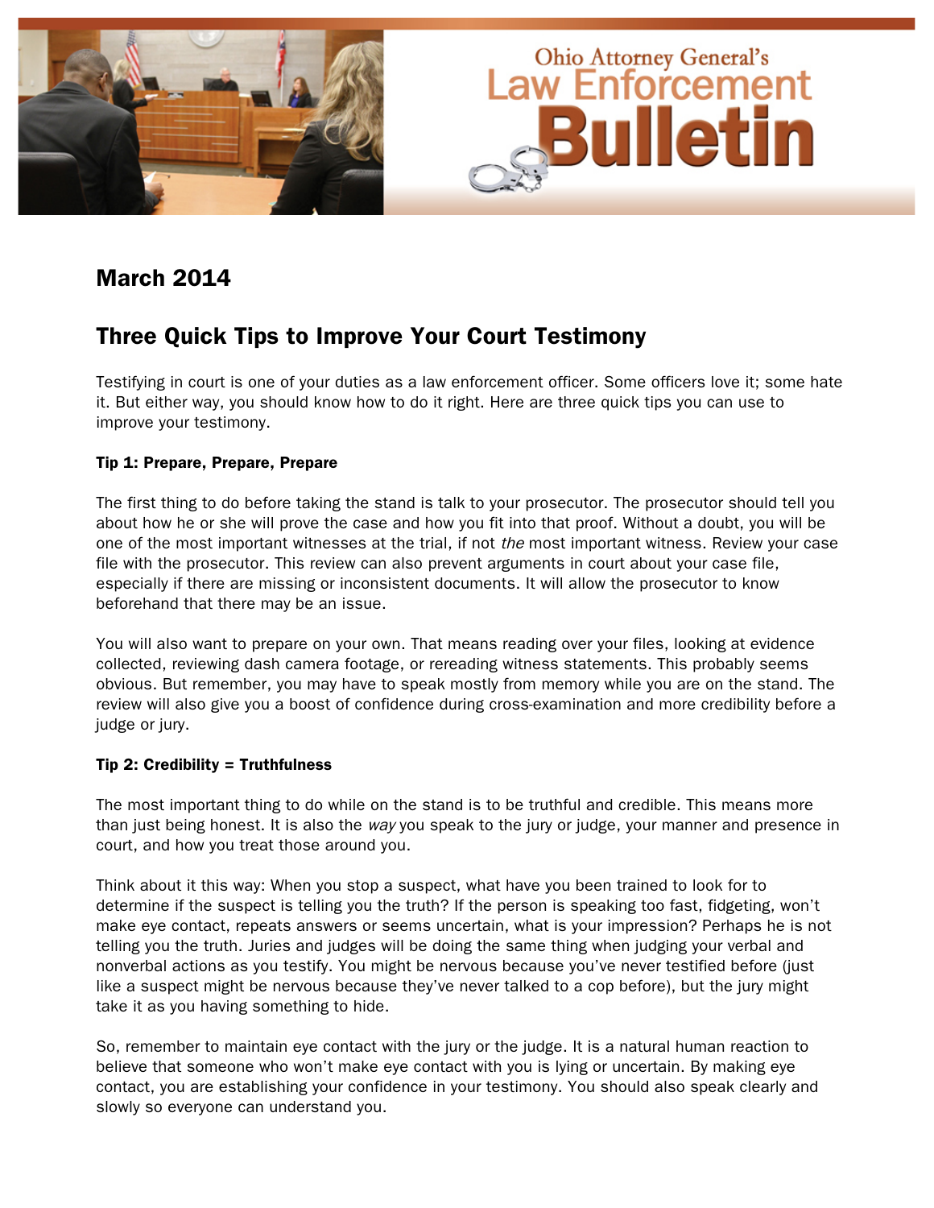Ohio Attorney General's Law Enforcement Bulletin

## March 2014

## Three Quick Tips to Improve Your Court Testimony

Testifying in court is one of your duties as a law enforcement officer. Some officers love it; some hate it. But either way, you should know how to do it right. Here are three quick tips you can use to improve your testimony.

**Tip 1: Prepare, Prepare, Prepare**

The first thing to do before taking the stand is talk to your prosecutor. The prosecutor should tell you about how he or she will prove the case and how you fit into that proof. Without a doubt, you will be one of the most important witnesses at the trial, if not *the* most important witness. Review your case file with the prosecutor. This review can also prevent arguments in court about your case file, especially if there are missing or inconsistent documents. It will allow the prosecutor to know beforehand that there may be an issue.

You will also want to prepare on your own. That means reading over your files, looking at evidence collected, reviewing dash camera footage, or rereading witness statements. This probably seems obvious. But remember, you may have to speak mostly from memory while you are on the stand. The review will also give you a boost of confidence during cross-examination and more credibility before a judge or jury.

**Tip 2: Credibility = Truthfulness**

The most important thing to do while on the stand is to be truthful and credible. This means more than just being honest. It is also the *way* you speak to the jury or judge, your manner and presence in court, and how you treat those around you.

Think about it this way: When you stop a suspect, what have you been trained to look for to determine if the suspect is telling you the truth? If the person is speaking too fast, fidgeting, won't make eye contact, repeats answers or seems uncertain, what is your impression? Perhaps he is not telling you the truth. Juries and judges will be doing the same thing when judging your verbal and nonverbal actions as you testify. You might be nervous because you've never testified before (just like a suspect might be nervous because they've never talked to a cop before), but the jury might take it as you having something to hide.

So, remember to maintain eye contact with the jury or the judge. It is a natural human reaction to believe that someone who won't make eye contact with you is lying or uncertain. By making eye contact, you are establishing your confidence in your testimony. You should also speak clearly and slowly so everyone can understand you.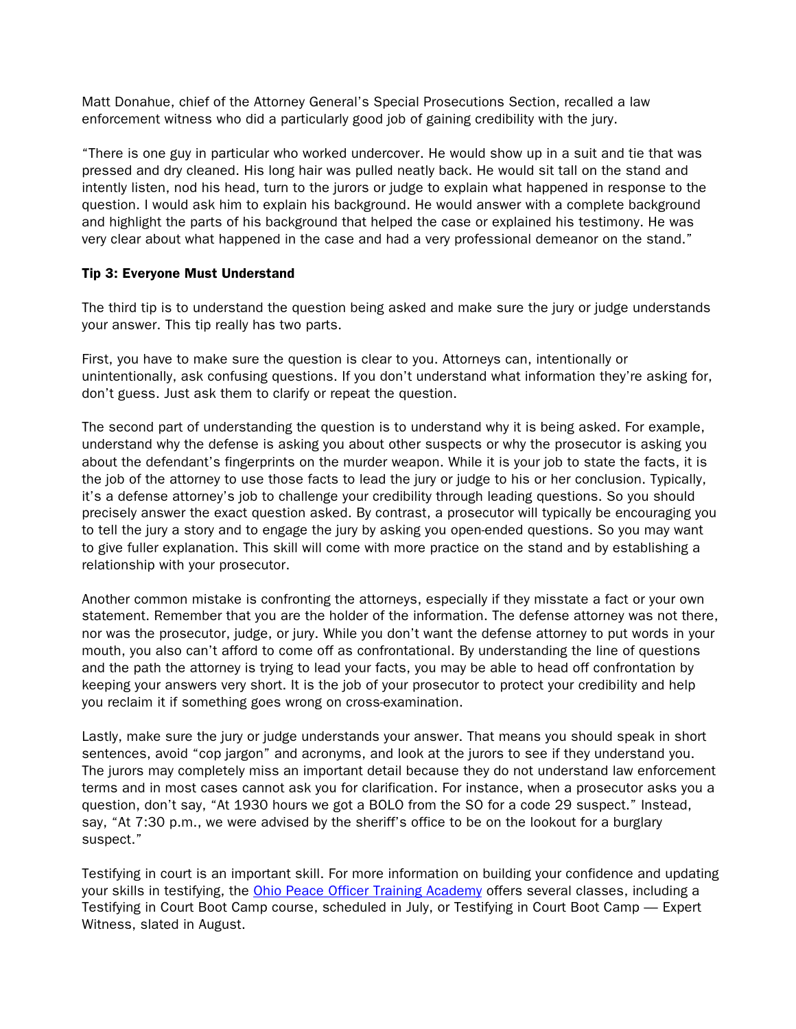Matt Donahue, chief of the Attorney General's Special Prosecutions Section, recalled a law enforcement witness who did a particularly good job of gaining credibility with the jury.

"There is one guy in particular who worked undercover. He would show up in a suit and tie that was pressed and dry cleaned. His long hair was pulled neatly back. He would sit tall on the stand and intently listen, nod his head, turn to the jurors or judge to explain what happened in response to the question. I would ask him to explain his background. He would answer with a complete background and highlight the parts of his background that helped the case or explained his testimony. He was very clear about what happened in the case and had a very professional demeanor on the stand."

**Tip 3: Everyone Must Understand**

The third tip is to understand the question being asked and make sure the jury or judge understands your answer. This tip really has two parts.

First, you have to make sure the question is clear to you. Attorneys can, intentionally or unintentionally, ask confusing questions. If you don't understand what information they're asking for, don't guess. Just ask them to clarify or repeat the question.

The second part of understanding the question is to understand why it is being asked. For example, understand why the defense is asking you about other suspects or why the prosecutor is asking you about the defendant's fingerprints on the murder weapon. While it is your job to state the facts, it is the job of the attorney to use those facts to lead the jury or judge to his or her conclusion. Typically, it's a defense attorney's job to challenge your credibility through leading questions. So you should precisely answer the exact question asked. By contrast, a prosecutor will typically be encouraging you to tell the jury a story and to engage the jury by asking you open-ended questions. So you may want to give fuller explanation. This skill will come with more practice on the stand and by establishing a relationship with your prosecutor.

Another common mistake is confronting the attorneys, especially if they misstate a fact or your own statement. Remember that you are the holder of the information. The defense attorney was not there, nor was the prosecutor, judge, or jury. While you don't want the defense attorney to put words in your mouth, you also can't afford to come off as confrontational. By understanding the line of questions and the path the attorney is trying to lead your facts, you may be able to head off confrontation by keeping your answers very short. It is the job of your prosecutor to protect your credibility and help you reclaim it if something goes wrong on cross-examination.

Lastly, make sure the jury or judge understands your answer. That means you should speak in short sentences, avoid "cop jargon" and acronyms, and look at the jurors to see if they understand you. The jurors may completely miss an important detail because they do not understand law enforcement terms and in most cases cannot ask you for clarification. For instance, when a prosecutor asks you a question, don't say, "At 1930 hours we got a BOLO from the SO for a code 29 suspect." Instead, say, "At 7:30 p.m., we were advised by the sheriff's office to be on the lookout for a burglary suspect."

Testing in court is an important skill. For more information on building your confidence and updating your skills in testifying, the Ohio Peace Officer Training Academy offers several classes, including a Testifying in Court Boot Camp course, scheduled in July, or Testifying in Court Boot Camp — Expert Witness, slated in August.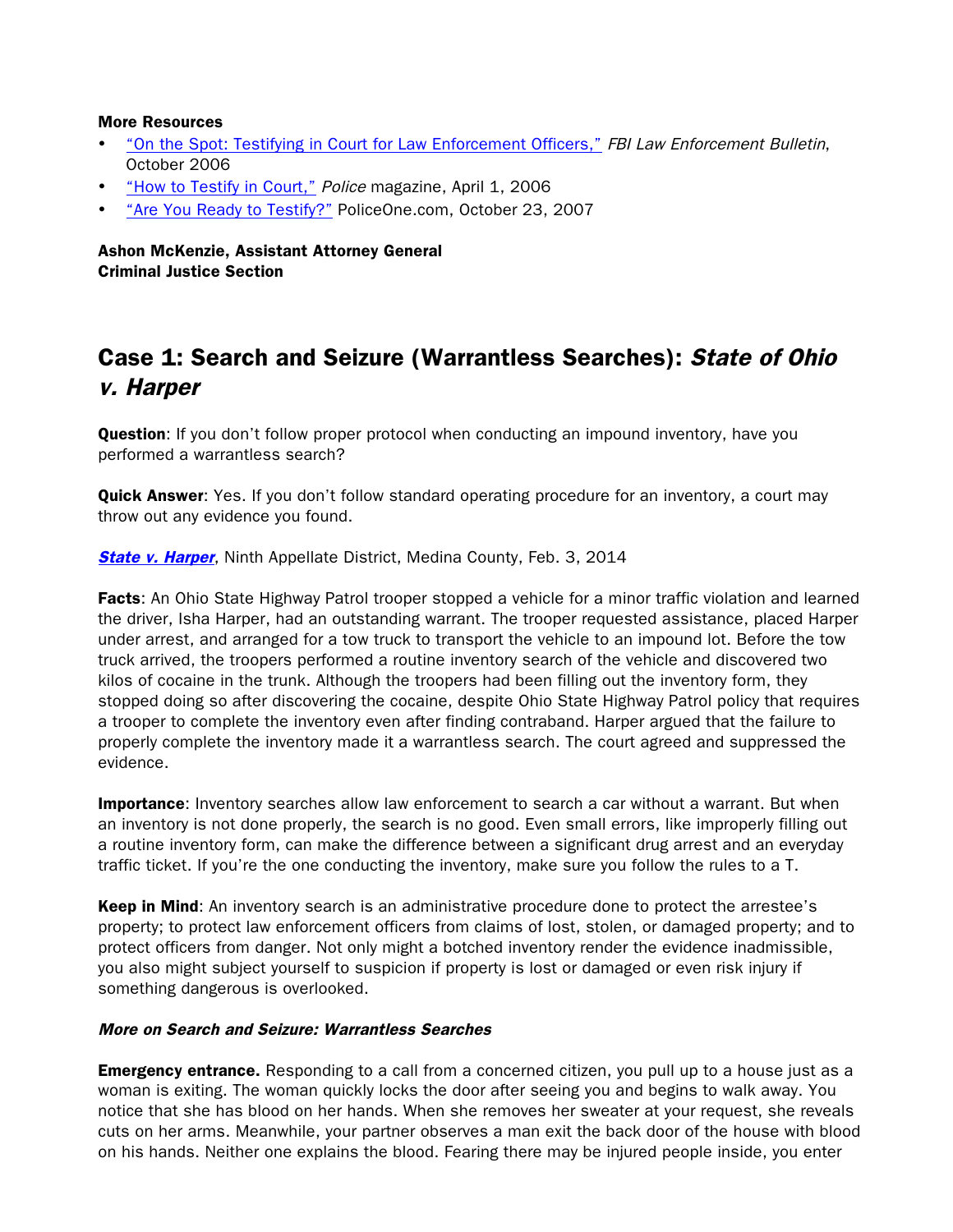**More Resources**

- [“On the Spot: Testifying in Court for Law Enforcement Officers,”](#) *FBI Law Enforcement Bulletin*, October 2006
- [“How to Testify in Court,”](#) *Police* magazine, April 1, 2006
- [“Are You Ready to Testify?”](#) PoliceOne.com, October 23, 2007

**Ashon McKenzie, Assistant Attorney General**
**Criminal Justice Section**

## Case 1: Search and Seizure (Warrantless Searches): *State of Ohio v. Harper*

**Question**: If you don’t follow proper protocol when conducting an impound inventory, have you performed a warrantless search?

**Quick Answer**: Yes. If you don’t follow standard operating procedure for an inventory, a court may throw out any evidence you found.

[***State v. Harper***](#), Ninth Appellate District, Medina County, Feb. 3, 2014

**Facts**: An Ohio State Highway Patrol trooper stopped a vehicle for a minor traffic violation and learned the driver, Isha Harper, had an outstanding warrant. The trooper requested assistance, placed Harper under arrest, and arranged for a tow truck to transport the vehicle to an impound lot. Before the tow truck arrived, the troopers performed a routine inventory search of the vehicle and discovered two kilos of cocaine in the trunk. Although the troopers had been filling out the inventory form, they stopped doing so after discovering the cocaine, despite Ohio State Highway Patrol policy that requires a trooper to complete the inventory even after finding contraband. Harper argued that the failure to properly complete the inventory made it a warrantless search. The court agreed and suppressed the evidence.

**Importance**: Inventory searches allow law enforcement to search a car without a warrant. But when an inventory is not done properly, the search is no good. Even small errors, like improperly filling out a routine inventory form, can make the difference between a significant drug arrest and an everyday traffic ticket. If you’re the one conducting the inventory, make sure you follow the rules to a T.

**Keep in Mind**: An inventory search is an administrative procedure done to protect the arrestee’s property; to protect law enforcement officers from claims of lost, stolen, or damaged property; and to protect officers from danger. Not only might a botched inventory render the evidence inadmissible, you also might subject yourself to suspicion if property is lost or damaged or even risk injury if something dangerous is overlooked.

#### *More on Search and Seizure: Warrantless Searches*

**Emergency entrance.** Responding to a call from a concerned citizen, you pull up to a house just as a woman is exiting. The woman quickly locks the door after seeing you and begins to walk away. You notice that she has blood on her hands. When she removes her sweater at your request, she reveals cuts on her arms. Meanwhile, your partner observes a man exit the back door of the house with blood on his hands. Neither one explains the blood. Fearing there may be injured people inside, you enter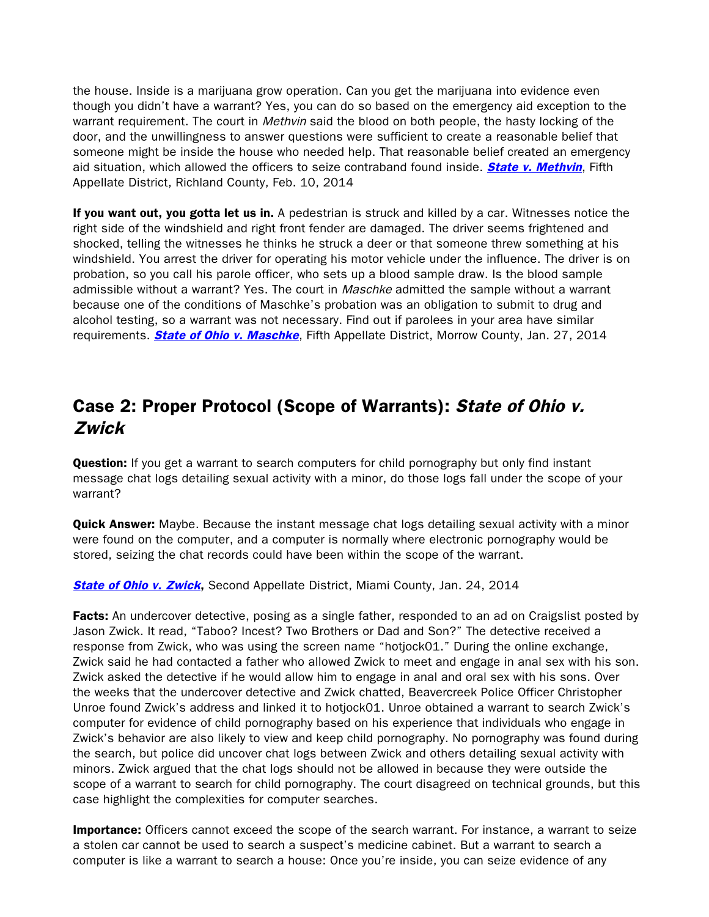the house. Inside is a marijuana grow operation. Can you get the marijuana into evidence even though you didn't have a warrant? Yes, you can do so based on the emergency aid exception to the warrant requirement. The court in *Methvin* said the blood on both people, the hasty locking of the door, and the unwillingness to answer questions were sufficient to create a reasonable belief that someone might be inside the house who needed help. That reasonable belief created an emergency aid situation, which allowed the officers to seize contraband found inside. ***State v. Methvin***, Fifth Appellate District, Richland County, Feb. 10, 2014

**If you want out, you gotta let us in.** A pedestrian is struck and killed by a car. Witnesses notice the right side of the windshield and right front fender are damaged. The driver seems frightened and shocked, telling the witnesses he thinks he struck a deer or that someone threw something at his windshield. You arrest the driver for operating his motor vehicle under the influence. The driver is on probation, so you call his parole officer, who sets up a blood sample draw. Is the blood sample admissible without a warrant? Yes. The court in *Maschke* admitted the sample without a warrant because one of the conditions of Maschke's probation was an obligation to submit to drug and alcohol testing, so a warrant was not necessary. Find out if parolees in your area have similar requirements. ***State of Ohio v. Maschke***, Fifth Appellate District, Morrow County, Jan. 27, 2014

## Case 2: Proper Protocol (Scope of Warrants): *State of Ohio v. Zwick*

**Question:** If you get a warrant to search computers for child pornography but only find instant message chat logs detailing sexual activity with a minor, do those logs fall under the scope of your warrant?

**Quick Answer:** Maybe. Because the instant message chat logs detailing sexual activity with a minor were found on the computer, and a computer is normally where electronic pornography would be stored, seizing the chat records could have been within the scope of the warrant.

***State of Ohio v. Zwick*****,** Second Appellate District, Miami County, Jan. 24, 2014

**Facts:** An undercover detective, posing as a single father, responded to an ad on Craigslist posted by Jason Zwick. It read, "Taboo? Incest? Two Brothers or Dad and Son?" The detective received a response from Zwick, who was using the screen name "hotjock01." During the online exchange, Zwick said he had contacted a father who allowed Zwick to meet and engage in anal sex with his son. Zwick asked the detective if he would allow him to engage in anal and oral sex with his sons. Over the weeks that the undercover detective and Zwick chatted, Beavercreek Police Officer Christopher Unroe found Zwick's address and linked it to hotjock01. Unroe obtained a warrant to search Zwick's computer for evidence of child pornography based on his experience that individuals who engage in Zwick's behavior are also likely to view and keep child pornography. No pornography was found during the search, but police did uncover chat logs between Zwick and others detailing sexual activity with minors. Zwick argued that the chat logs should not be allowed in because they were outside the scope of a warrant to search for child pornography. The court disagreed on technical grounds, but this case highlight the complexities for computer searches.

**Importance:** Officers cannot exceed the scope of the search warrant. For instance, a warrant to seize a stolen car cannot be used to search a suspect's medicine cabinet. But a warrant to search a computer is like a warrant to search a house: Once you're inside, you can seize evidence of any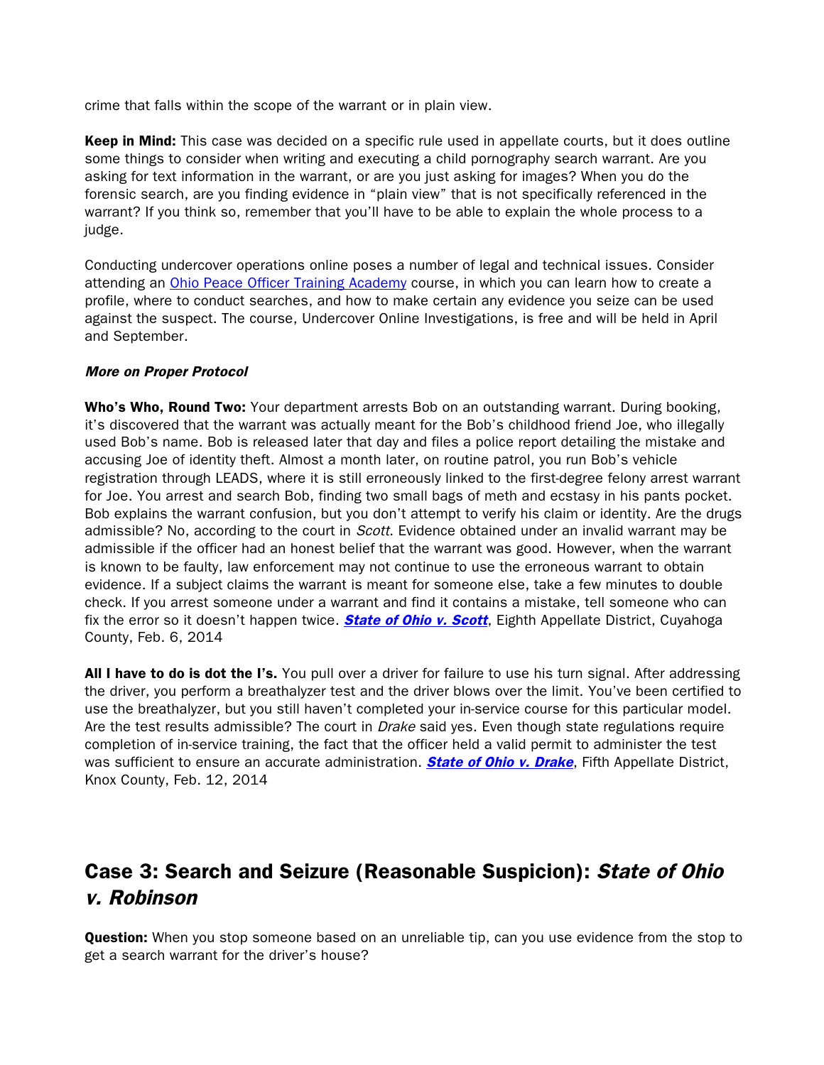crime that falls within the scope of the warrant or in plain view.

**Keep in Mind:** This case was decided on a specific rule used in appellate courts, but it does outline some things to consider when writing and executing a child pornography search warrant. Are you asking for text information in the warrant, or are you just asking for images? When you do the forensic search, are you finding evidence in "plain view" that is not specifically referenced in the warrant? If you think so, remember that you'll have to be able to explain the whole process to a judge.

Conducting undercover operations online poses a number of legal and technical issues. Consider attending an Ohio Peace Officer Training Academy course, in which you can learn how to create a profile, where to conduct searches, and how to make certain any evidence you seize can be used against the suspect. The course, Undercover Online Investigations, is free and will be held in April and September.

***More on Proper Protocol***

**Who's Who, Round Two:** Your department arrests Bob on an outstanding warrant. During booking, it's discovered that the warrant was actually meant for the Bob's childhood friend Joe, who illegally used Bob's name. Bob is released later that day and files a police report detailing the mistake and accusing Joe of identity theft. Almost a month later, on routine patrol, you run Bob's vehicle registration through LEADS, where it is still erroneously linked to the first-degree felony arrest warrant for Joe. You arrest and search Bob, finding two small bags of meth and ecstasy in his pants pocket. Bob explains the warrant confusion, but you don't attempt to verify his claim or identity. Are the drugs admissible? No, according to the court in *Scott*. Evidence obtained under an invalid warrant may be admissible if the officer had an honest belief that the warrant was good. However, when the warrant is known to be faulty, law enforcement may not continue to use the erroneous warrant to obtain evidence. If a subject claims the warrant is meant for someone else, take a few minutes to double check. If you arrest someone under a warrant and find it contains a mistake, tell someone who can fix the error so it doesn't happen twice. ***State of Ohio v. Scott***, Eighth Appellate District, Cuyahoga County, Feb. 6, 2014

**All I have to do is dot the I's.** You pull over a driver for failure to use his turn signal. After addressing the driver, you perform a breathalyzer test and the driver blows over the limit. You've been certified to use the breathalyzer, but you still haven't completed your in-service course for this particular model. Are the test results admissible? The court in *Drake* said yes. Even though state regulations require completion of in-service training, the fact that the officer held a valid permit to administer the test was sufficient to ensure an accurate administration. ***State of Ohio v. Drake***, Fifth Appellate District, Knox County, Feb. 12, 2014

## Case 3: Search and Seizure (Reasonable Suspicion): *State of Ohio v. Robinson*

**Question:** When you stop someone based on an unreliable tip, can you use evidence from the stop to get a search warrant for the driver's house?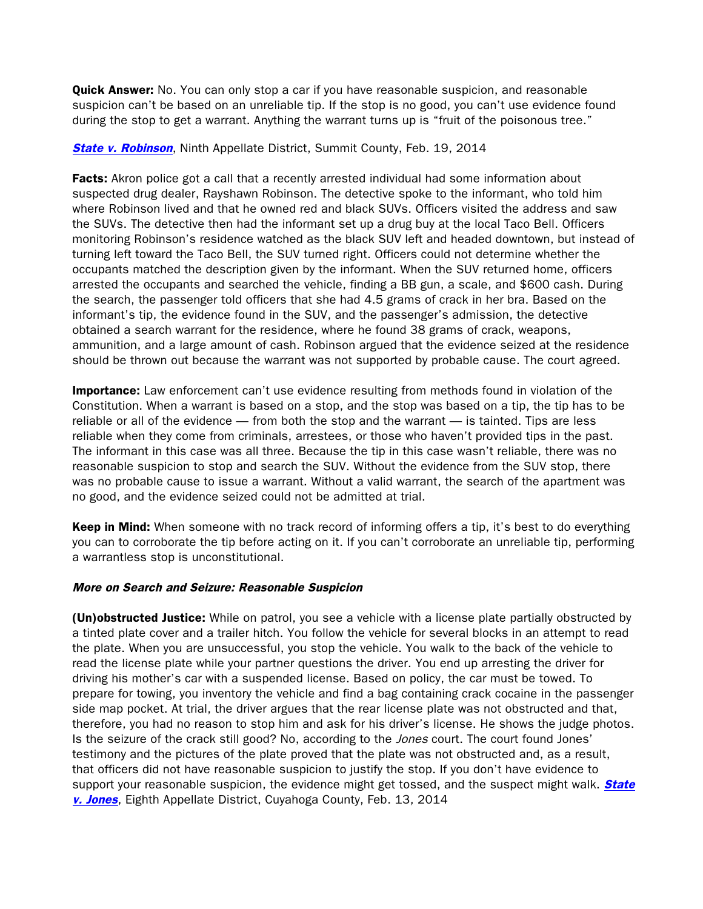**Quick Answer:** No. You can only stop a car if you have reasonable suspicion, and reasonable suspicion can't be based on an unreliable tip. If the stop is no good, you can't use evidence found during the stop to get a warrant. Anything the warrant turns up is "fruit of the poisonous tree."

***State v. Robinson***, Ninth Appellate District, Summit County, Feb. 19, 2014

**Facts:** Akron police got a call that a recently arrested individual had some information about suspected drug dealer, Rayshawn Robinson. The detective spoke to the informant, who told him where Robinson lived and that he owned red and black SUVs. Officers visited the address and saw the SUVs. The detective then had the informant set up a drug buy at the local Taco Bell. Officers monitoring Robinson's residence watched as the black SUV left and headed downtown, but instead of turning left toward the Taco Bell, the SUV turned right. Officers could not determine whether the occupants matched the description given by the informant. When the SUV returned home, officers arrested the occupants and searched the vehicle, finding a BB gun, a scale, and $600 cash. During the search, the passenger told officers that she had 4.5 grams of crack in her bra. Based on the informant's tip, the evidence found in the SUV, and the passenger's admission, the detective obtained a search warrant for the residence, where he found 38 grams of crack, weapons, ammunition, and a large amount of cash. Robinson argued that the evidence seized at the residence should be thrown out because the warrant was not supported by probable cause. The court agreed.

**Importance:** Law enforcement can't use evidence resulting from methods found in violation of the Constitution. When a warrant is based on a stop, and the stop was based on a tip, the tip has to be reliable or all of the evidence — from both the stop and the warrant — is tainted. Tips are less reliable when they come from criminals, arrestees, or those who haven't provided tips in the past. The informant in this case was all three. Because the tip in this case wasn't reliable, there was no reasonable suspicion to stop and search the SUV. Without the evidence from the SUV stop, there was no probable cause to issue a warrant. Without a valid warrant, the search of the apartment was no good, and the evidence seized could not be admitted at trial.

**Keep in Mind:** When someone with no track record of informing offers a tip, it's best to do everything you can to corroborate the tip before acting on it. If you can't corroborate an unreliable tip, performing a warrantless stop is unconstitutional.

***More on Search and Seizure: Reasonable Suspicion***

**(Un)obstructed Justice:** While on patrol, you see a vehicle with a license plate partially obstructed by a tinted plate cover and a trailer hitch. You follow the vehicle for several blocks in an attempt to read the plate. When you are unsuccessful, you stop the vehicle. You walk to the back of the vehicle to read the license plate while your partner questions the driver. You end up arresting the driver for driving his mother's car with a suspended license. Based on policy, the car must be towed. To prepare for towing, you inventory the vehicle and find a bag containing crack cocaine in the passenger side map pocket. At trial, the driver argues that the rear license plate was not obstructed and that, therefore, you had no reason to stop him and ask for his driver's license. He shows the judge photos. Is the seizure of the crack still good? No, according to the *Jones* court. The court found Jones' testimony and the pictures of the plate proved that the plate was not obstructed and, as a result, that officers did not have reasonable suspicion to justify the stop. If you don't have evidence to support your reasonable suspicion, the evidence might get tossed, and the suspect might walk. ***State v. Jones***, Eighth Appellate District, Cuyahoga County, Feb. 13, 2014